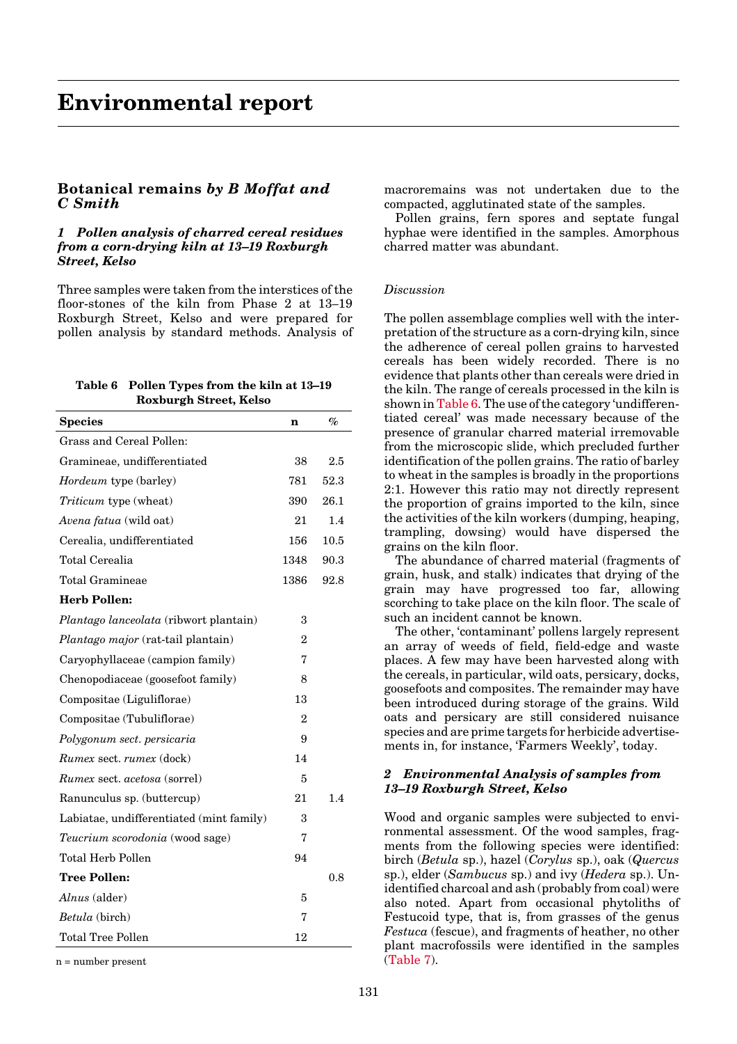# Environmental report

## Botanical remains *by B Moffat and C Smith*

### *1 Pollen analysis of charred cereal residues from a corn-drying kiln at 13–19 Roxburgh Street, Kelso*

Three samples were taken from the interstices of the floor-stones of the kiln from Phase 2 at 13–19 Roxburgh Street, Kelso and were prepared for pollen analysis by standard methods. Analysis of macroremains was not undertaken due to the compacted, agglutinated state of the samples.

Pollen grains, fern spores and septate fungal hyphae were identified in the samples. Amorphous charred matter was abundant.

**Table 6 Pollen Types from the kiln at 13–19 Roxburgh Street, Kelso**

| Species | n | % |
|---|---|---|
| Grass and Cereal Pollen: | | |
| Gramineae, undifferentiated | 38 | 2.5 |
| *Hordeum* type (barley) | 781 | 52.3 |
| *Triticum* type (wheat) | 390 | 26.1 |
| *Avena fatua* (wild oat) | 21 | 1.4 |
| Cerealia, undifferentiated | 156 | 10.5 |
| Total Cerealia | 1348 | 90.3 |
| Total Gramineae | 1386 | 92.8 |
| **Herb Pollen:** | | |
| *Plantago lanceolata* (ribwort plantain) | 3 | |
| *Plantago major* (rat-tail plantain) | 2 | |
| Caryophyllaceae (campion family) | 7 | |
| Chenopodiaceae (goosefoot family) | 8 | |
| Compositae (Liguliflorae) | 13 | |
| Compositae (Tubuliflorae) | 2 | |
| *Polygonum sect. persicaria* | 9 | |
| *Rumex* sect. *rumex* (dock) | 14 | |
| *Rumex* sect. *acetosa* (sorrel) | 5 | |
| Ranunculus sp. (buttercup) | 21 | 1.4 |
| Labiatae, undifferentiated (mint family) | 3 | |
| *Teucrium scorodonia* (wood sage) | 7 | |
| Total Herb Pollen | 94 | |
| **Tree Pollen:** | | 0.8 |
| *Alnus* (alder) | 5 | |
| *Betula* (birch) | 7 | |
| Total Tree Pollen | 12 | |

n = number present

#### *Discussion*

The pollen assemblage complies well with the interpretation of the structure as a corn-drying kiln, since the adherence of cereal pollen grains to harvested cereals has been widely recorded. There is no evidence that plants other than cereals were dried in the kiln. The range of cereals processed in the kiln is shown in Table 6. The use of the category 'undifferentiated cereal' was made necessary because of the presence of granular charred material irremovable from the microscopic slide, which precluded further identification of the pollen grains. The ratio of barley to wheat in the samples is broadly in the proportions 2:1. However this ratio may not directly represent the proportion of grains imported to the kiln, since the activities of the kiln workers (dumping, heaping, trampling, dowsing) would have dispersed the grains on the kiln floor.

The abundance of charred material (fragments of grain, husk, and stalk) indicates that drying of the grain may have progressed too far, allowing scorching to take place on the kiln floor. The scale of such an incident cannot be known.

The other, 'contaminant' pollens largely represent an array of weeds of field, field-edge and waste places. A few may have been harvested along with the cereals, in particular, wild oats, persicary, docks, goosefoots and composites. The remainder may have been introduced during storage of the grains. Wild oats and persicary are still considered nuisance species and are prime targets for herbicide advertisements in, for instance, 'Farmers Weekly', today.

### *2 Environmental Analysis of samples from 13–19 Roxburgh Street, Kelso*

Wood and organic samples were subjected to environmental assessment. Of the wood samples, fragments from the following species were identified: birch (*Betula* sp.), hazel (*Corylus* sp.), oak (*Quercus* sp.), elder (*Sambucus* sp.) and ivy (*Hedera* sp.). Unidentified charcoal and ash (probably from coal) were also noted. Apart from occasional phytoliths of Festucoid type, that is, from grasses of the genus *Festuca* (fescue), and fragments of heather, no other plant macrofossils were identified in the samples (Table 7).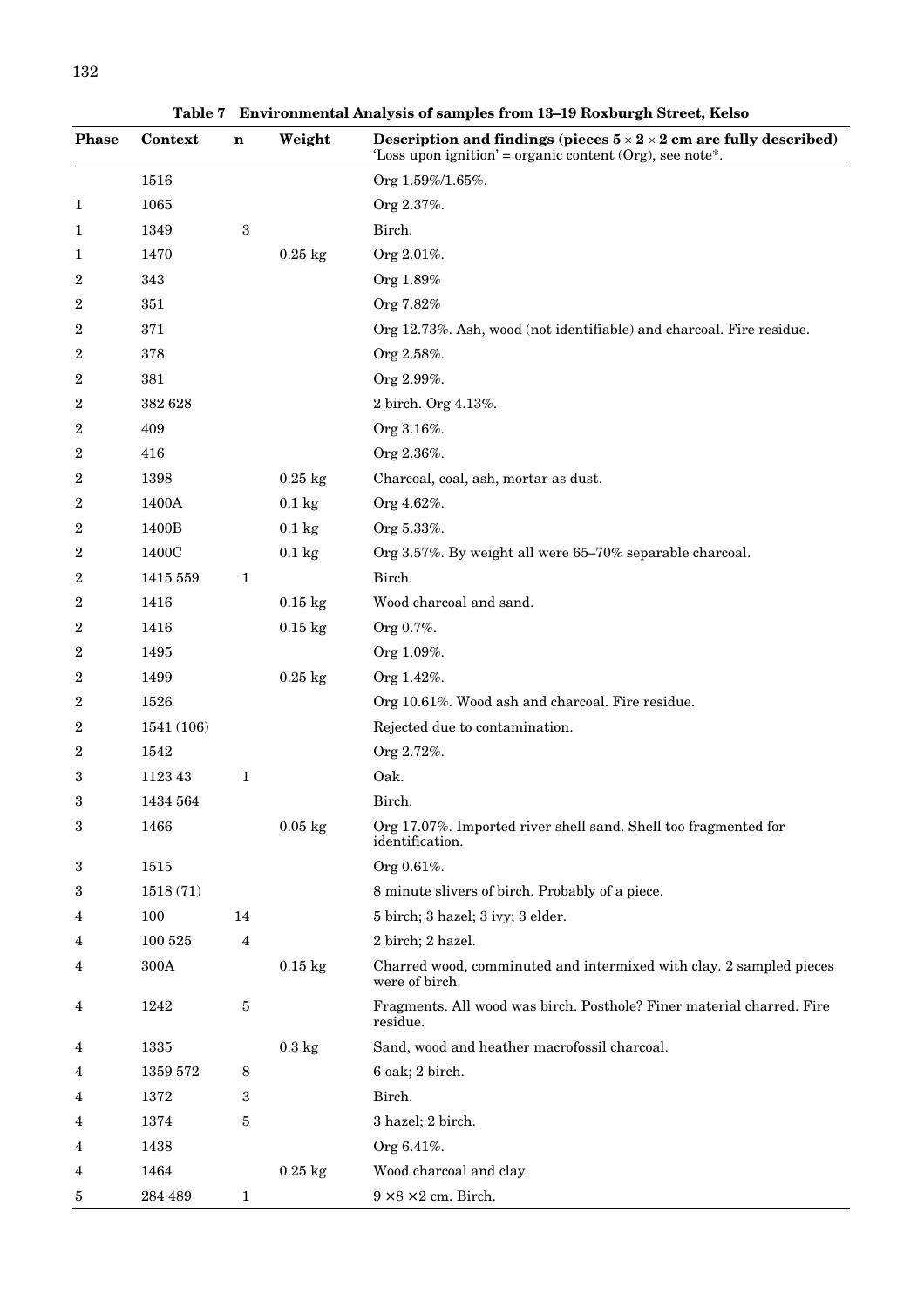**Table 7 Environmental Analysis of samples from 13–19 Roxburgh Street, Kelso**

| Phase | Context | n | Weight | Description and findings (pieces $5 \times 2 \times 2$ cm are fully described) 'Loss upon ignition' = organic content (Org), see note*. |
|---|---|---|---|---|
| | 1516 | | | Org 1.59%/1.65%. |
| 1 | 1065 | | | Org 2.37%. |
| 1 | 1349 | 3 | | Birch. |
| 1 | 1470 | | 0.25 kg | Org 2.01%. |
| 2 | 343 | | | Org 1.89% |
| 2 | 351 | | | Org 7.82% |
| 2 | 371 | | | Org 12.73%. Ash, wood (not identifiable) and charcoal. Fire residue. |
| 2 | 378 | | | Org 2.58%. |
| 2 | 381 | | | Org 2.99%. |
| 2 | 382 628 | | | 2 birch. Org 4.13%. |
| 2 | 409 | | | Org 3.16%. |
| 2 | 416 | | | Org 2.36%. |
| 2 | 1398 | | 0.25 kg | Charcoal, coal, ash, mortar as dust. |
| 2 | 1400A | | 0.1 kg | Org 4.62%. |
| 2 | 1400B | | 0.1 kg | Org 5.33%. |
| 2 | 1400C | | 0.1 kg | Org 3.57%. By weight all were 65–70% separable charcoal. |
| 2 | 1415 559 | 1 | | Birch. |
| 2 | 1416 | | 0.15 kg | Wood charcoal and sand. |
| 2 | 1416 | | 0.15 kg | Org 0.7%. |
| 2 | 1495 | | | Org 1.09%. |
| 2 | 1499 | | 0.25 kg | Org 1.42%. |
| 2 | 1526 | | | Org 10.61%. Wood ash and charcoal. Fire residue. |
| 2 | 1541 (106) | | | Rejected due to contamination. |
| 2 | 1542 | | | Org 2.72%. |
| 3 | 1123 43 | 1 | | Oak. |
| 3 | 1434 564 | | | Birch. |
| 3 | 1466 | | 0.05 kg | Org 17.07%. Imported river shell sand. Shell too fragmented for identification. |
| 3 | 1515 | | | Org 0.61%. |
| 3 | 1518 (71) | | | 8 minute slivers of birch. Probably of a piece. |
| 4 | 100 | 14 | | 5 birch; 3 hazel; 3 ivy; 3 elder. |
| 4 | 100 525 | 4 | | 2 birch; 2 hazel. |
| 4 | 300A | | 0.15 kg | Charred wood, comminuted and intermixed with clay. 2 sampled pieces were of birch. |
| 4 | 1242 | 5 | | Fragments. All wood was birch. Posthole? Finer material charred. Fire residue. |
| 4 | 1335 | | 0.3 kg | Sand, wood and heather macrofossil charcoal. |
| 4 | 1359 572 | 8 | | 6 oak; 2 birch. |
| 4 | 1372 | 3 | | Birch. |
| 4 | 1374 | 5 | | 3 hazel; 2 birch. |
| 4 | 1438 | | | Org 6.41%. |
| 4 | 1464 | | 0.25 kg | Wood charcoal and clay. |
| 5 | 284 489 | 1 | | $9 \times 8 \times 2$ cm. Birch. |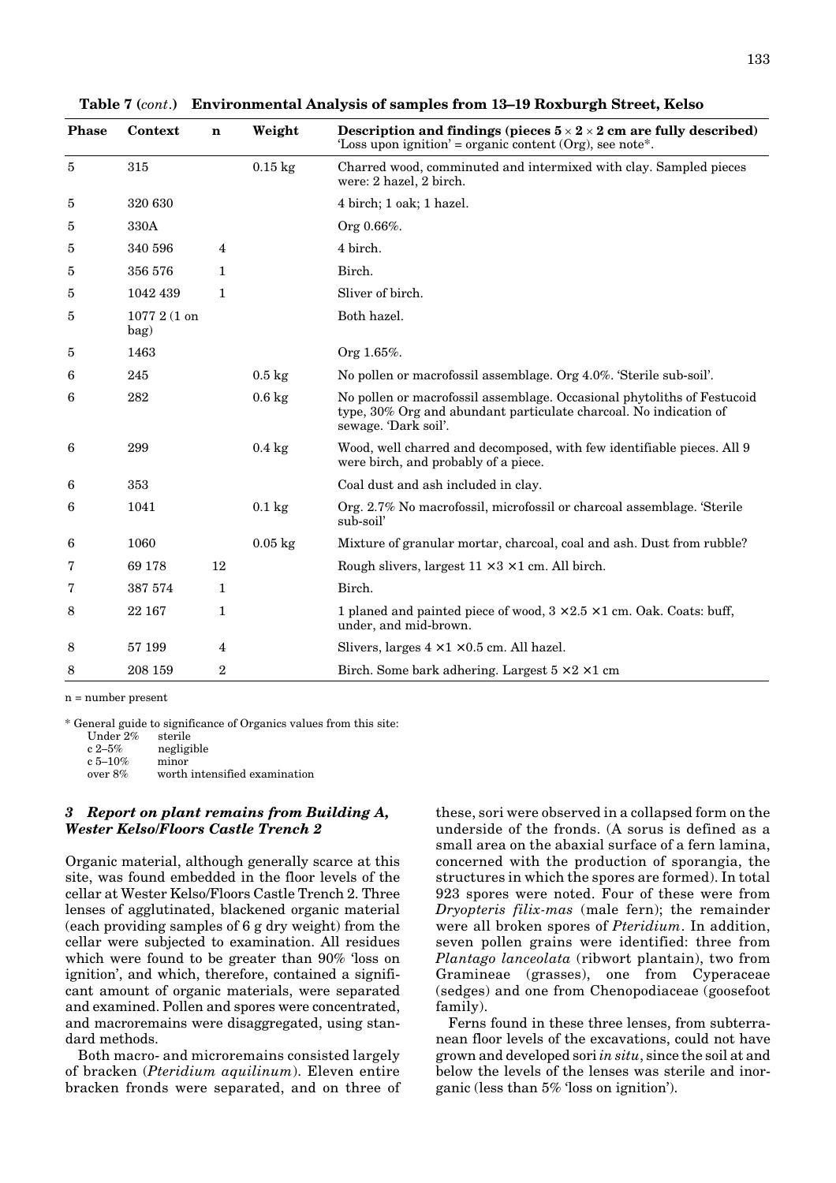**Table 7 (*cont.*) Environmental Analysis of samples from 13–19 Roxburgh Street, Kelso**

| Phase | Context | n | Weight | Description and findings (pieces $5 \times 2 \times 2$ cm are fully described) 'Loss upon ignition' = organic content (Org), see note*. |
|---|---|---|---|---|
| 5 | 315 | | 0.15 kg | Charred wood, comminuted and intermixed with clay. Sampled pieces were: 2 hazel, 2 birch. |
| 5 | 320 630 | | | 4 birch; 1 oak; 1 hazel. |
| 5 | 330A | | | Org 0.66%. |
| 5 | 340 596 | 4 | | 4 birch. |
| 5 | 356 576 | 1 | | Birch. |
| 5 | 1042 439 | 1 | | Sliver of birch. |
| 5 | 1077 2 (1 on bag) | | | Both hazel. |
| 5 | 1463 | | | Org 1.65%. |
| 6 | 245 | | 0.5 kg | No pollen or macrofossil assemblage. Org 4.0%. 'Sterile sub-soil'. |
| 6 | 282 | | 0.6 kg | No pollen or macrofossil assemblage. Occasional phytoliths of Festucoid type, 30% Org and abundant particulate charcoal. No indication of sewage. 'Dark soil'. |
| 6 | 299 | | 0.4 kg | Wood, well charred and decomposed, with few identifiable pieces. All 9 were birch, and probably of a piece. |
| 6 | 353 | | | Coal dust and ash included in clay. |
| 6 | 1041 | | 0.1 kg | Org. 2.7% No macrofossil, microfossil or charcoal assemblage. 'Sterile sub-soil' |
| 6 | 1060 | | 0.05 kg | Mixture of granular mortar, charcoal, coal and ash. Dust from rubble? |
| 7 | 69 178 | 12 | | Rough slivers, largest $11 \times 3 \times 1$ cm. All birch. |
| 7 | 387 574 | 1 | | Birch. |
| 8 | 22 167 | 1 | | 1 planed and painted piece of wood, $3 \times 2.5 \times 1$ cm. Oak. Coats: buff, under, and mid-brown. |
| 8 | 57 199 | 4 | | Slivers, larges $4 \times 1 \times 0.5$ cm. All hazel. |
| 8 | 208 159 | 2 | | Birch. Some bark adhering. Largest $5 \times 2 \times 1$ cm |

n = number present

\* General guide to significance of Organics values from this site:

| | |
|---|---|
| Under 2% | sterile |
| c 2–5% | negligible |
| c 5–10% | minor |
| over 8% | worth intensified examination |

### *3 Report on plant remains from Building A, Wester Kelso/Floors Castle Trench 2*

Organic material, although generally scarce at this site, was found embedded in the floor levels of the cellar at Wester Kelso/Floors Castle Trench 2. Three lenses of agglutinated, blackened organic material (each providing samples of 6 g dry weight) from the cellar were subjected to examination. All residues which were found to be greater than 90% 'loss on ignition', and which, therefore, contained a significant amount of organic materials, were separated and examined. Pollen and spores were concentrated, and macroremains were disaggregated, using standard methods.

Both macro- and microremains consisted largely of bracken (*Pteridium aquilinum*). Eleven entire bracken fronds were separated, and on three of these, sori were observed in a collapsed form on the underside of the fronds. (A sorus is defined as a small area on the abaxial surface of a fern lamina, concerned with the production of sporangia, the structures in which the spores are formed). In total 923 spores were noted. Four of these were from *Dryopteris filix-mas* (male fern); the remainder were all broken spores of *Pteridium*. In addition, seven pollen grains were identified: three from *Plantago lanceolata* (ribwort plantain), two from Gramineae (grasses), one from Cyperaceae (sedges) and one from Chenopodiaceae (goosefoot family).

Ferns found in these three lenses, from subterranean floor levels of the excavations, could not have grown and developed sori *in situ*, since the soil at and below the levels of the lenses was sterile and inorganic (less than 5% 'loss on ignition').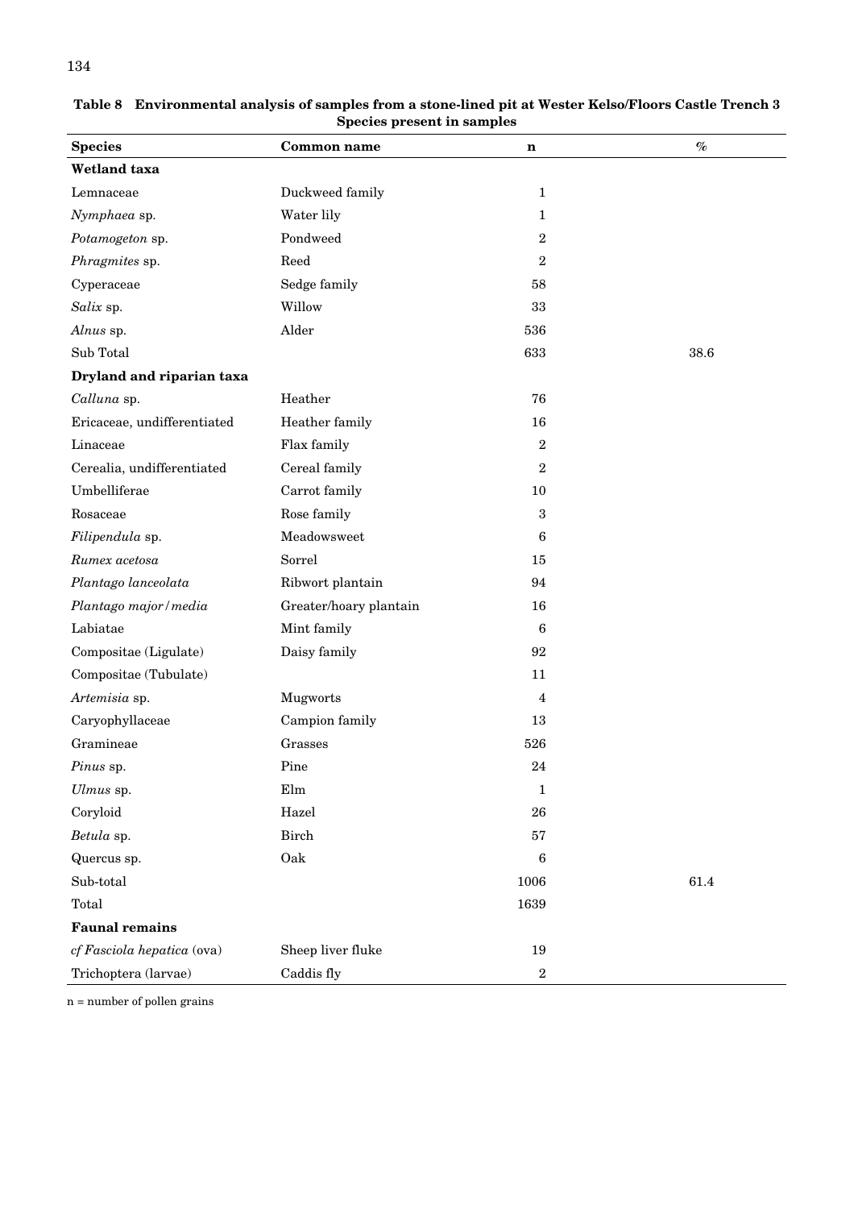**Table 8 Environmental analysis of samples from a stone-lined pit at Wester Kelso/Floors Castle Trench 3 Species present in samples**

| Species | Common name | n | % |
|---|---|---|---|
| **Wetland taxa** | | | |
| Lemnaceae | Duckweed family | 1 | |
| *Nymphaea* sp. | Water lily | 1 | |
| *Potamogeton* sp. | Pondweed | 2 | |
| *Phragmites* sp. | Reed | 2 | |
| Cyperaceae | Sedge family | 58 | |
| *Salix* sp. | Willow | 33 | |
| *Alnus* sp. | Alder | 536 | |
| Sub Total | | 633 | 38.6 |
| **Dryland and riparian taxa** | | | |
| *Calluna* sp. | Heather | 76 | |
| Ericaceae, undifferentiated | Heather family | 16 | |
| Linaceae | Flax family | 2 | |
| Cerealia, undifferentiated | Cereal family | 2 | |
| Umbelliferae | Carrot family | 10 | |
| Rosaceae | Rose family | 3 | |
| *Filipendula* sp. | Meadowsweet | 6 | |
| *Rumex acetosa* | Sorrel | 15 | |
| *Plantago lanceolata* | Ribwort plantain | 94 | |
| *Plantago major/media* | Greater/hoary plantain | 16 | |
| Labiatae | Mint family | 6 | |
| Compositae (Ligulate) | Daisy family | 92 | |
| Compositae (Tubulate) | | 11 | |
| *Artemisia* sp. | Mugworts | 4 | |
| Caryophyllaceae | Campion family | 13 | |
| Gramineae | Grasses | 526 | |
| *Pinus* sp. | Pine | 24 | |
| *Ulmus* sp. | Elm | 1 | |
| Coryloid | Hazel | 26 | |
| *Betula* sp. | Birch | 57 | |
| Quercus sp. | Oak | 6 | |
| Sub-total | | 1006 | 61.4 |
| Total | | 1639 | |
| **Faunal remains** | | | |
| *cf Fasciola hepatica* (ova) | Sheep liver fluke | 19 | |
| Trichoptera (larvae) | Caddis fly | 2 | |

n = number of pollen grains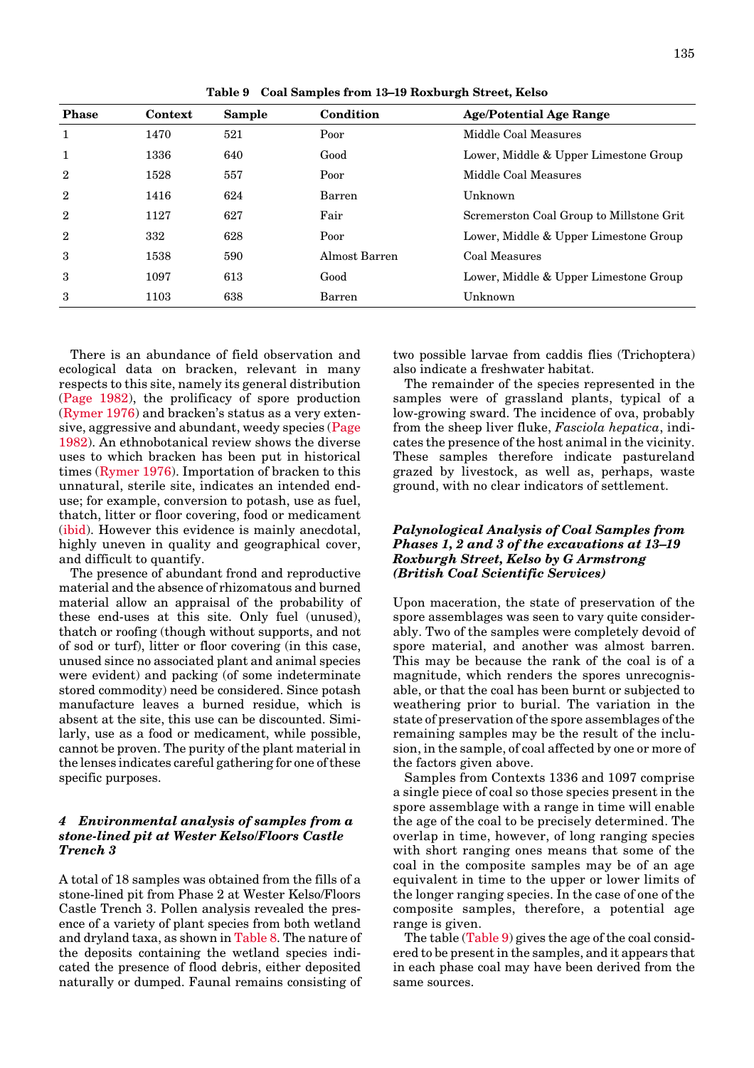**Table 9 Coal Samples from 13–19 Roxburgh Street, Kelso**

| Phase | Context | Sample | Condition | Age/Potential Age Range |
|---|---|---|---|---|
| 1 | 1470 | 521 | Poor | Middle Coal Measures |
| 1 | 1336 | 640 | Good | Lower, Middle & Upper Limestone Group |
| 2 | 1528 | 557 | Poor | Middle Coal Measures |
| 2 | 1416 | 624 | Barren | Unknown |
| 2 | 1127 | 627 | Fair | Scremerston Coal Group to Millstone Grit |
| 2 | 332 | 628 | Poor | Lower, Middle & Upper Limestone Group |
| 3 | 1538 | 590 | Almost Barren | Coal Measures |
| 3 | 1097 | 613 | Good | Lower, Middle & Upper Limestone Group |
| 3 | 1103 | 638 | Barren | Unknown |

There is an abundance of field observation and ecological data on bracken, relevant in many respects to this site, namely its general distribution (Page 1982), the prolificacy of spore production (Rymer 1976) and bracken's status as a very extensive, aggressive and abundant, weedy species (Page 1982). An ethnobotanical review shows the diverse uses to which bracken has been put in historical times (Rymer 1976). Importation of bracken to this unnatural, sterile site, indicates an intended end-use; for example, conversion to potash, use as fuel, thatch, litter or floor covering, food or medicament (ibid). However this evidence is mainly anecdotal, highly uneven in quality and geographical cover, and difficult to quantify.

The presence of abundant frond and reproductive material and the absence of rhizomatous and burned material allow an appraisal of the probability of these end-uses at this site. Only fuel (unused), thatch or roofing (though without supports, and not of sod or turf), litter or floor covering (in this case, unused since no associated plant and animal species were evident) and packing (of some indeterminate stored commodity) need be considered. Since potash manufacture leaves a burned residue, which is absent at the site, this use can be discounted. Similarly, use as a food or medicament, while possible, cannot be proven. The purity of the plant material in the lenses indicates careful gathering for one of these specific purposes.

### *4 Environmental analysis of samples from a stone-lined pit at Wester Kelso/Floors Castle Trench 3*

A total of 18 samples was obtained from the fills of a stone-lined pit from Phase 2 at Wester Kelso/Floors Castle Trench 3. Pollen analysis revealed the presence of a variety of plant species from both wetland and dryland taxa, as shown in Table 8. The nature of the deposits containing the wetland species indicated the presence of flood debris, either deposited naturally or dumped. Faunal remains consisting of two possible larvae from caddis flies (Trichoptera) also indicate a freshwater habitat.

The remainder of the species represented in the samples were of grassland plants, typical of a low-growing sward. The incidence of ova, probably from the sheep liver fluke, *Fasciola hepatica*, indicates the presence of the host animal in the vicinity. These samples therefore indicate pastureland grazed by livestock, as well as, perhaps, waste ground, with no clear indicators of settlement.

### *Palynological Analysis of Coal Samples from Phases 1, 2 and 3 of the excavations at 13–19 Roxburgh Street, Kelso by G Armstrong (British Coal Scientific Services)*

Upon maceration, the state of preservation of the spore assemblages was seen to vary quite considerably. Two of the samples were completely devoid of spore material, and another was almost barren. This may be because the rank of the coal is of a magnitude, which renders the spores unrecognisable, or that the coal has been burnt or subjected to weathering prior to burial. The variation in the state of preservation of the spore assemblages of the remaining samples may be the result of the inclusion, in the sample, of coal affected by one or more of the factors given above.

Samples from Contexts 1336 and 1097 comprise a single piece of coal so those species present in the spore assemblage with a range in time will enable the age of the coal to be precisely determined. The overlap in time, however, of long ranging species with short ranging ones means that some of the coal in the composite samples may be of an age equivalent in time to the upper or lower limits of the longer ranging species. In the case of one of the composite samples, therefore, a potential age range is given.

The table (Table 9) gives the age of the coal considered to be present in the samples, and it appears that in each phase coal may have been derived from the same sources.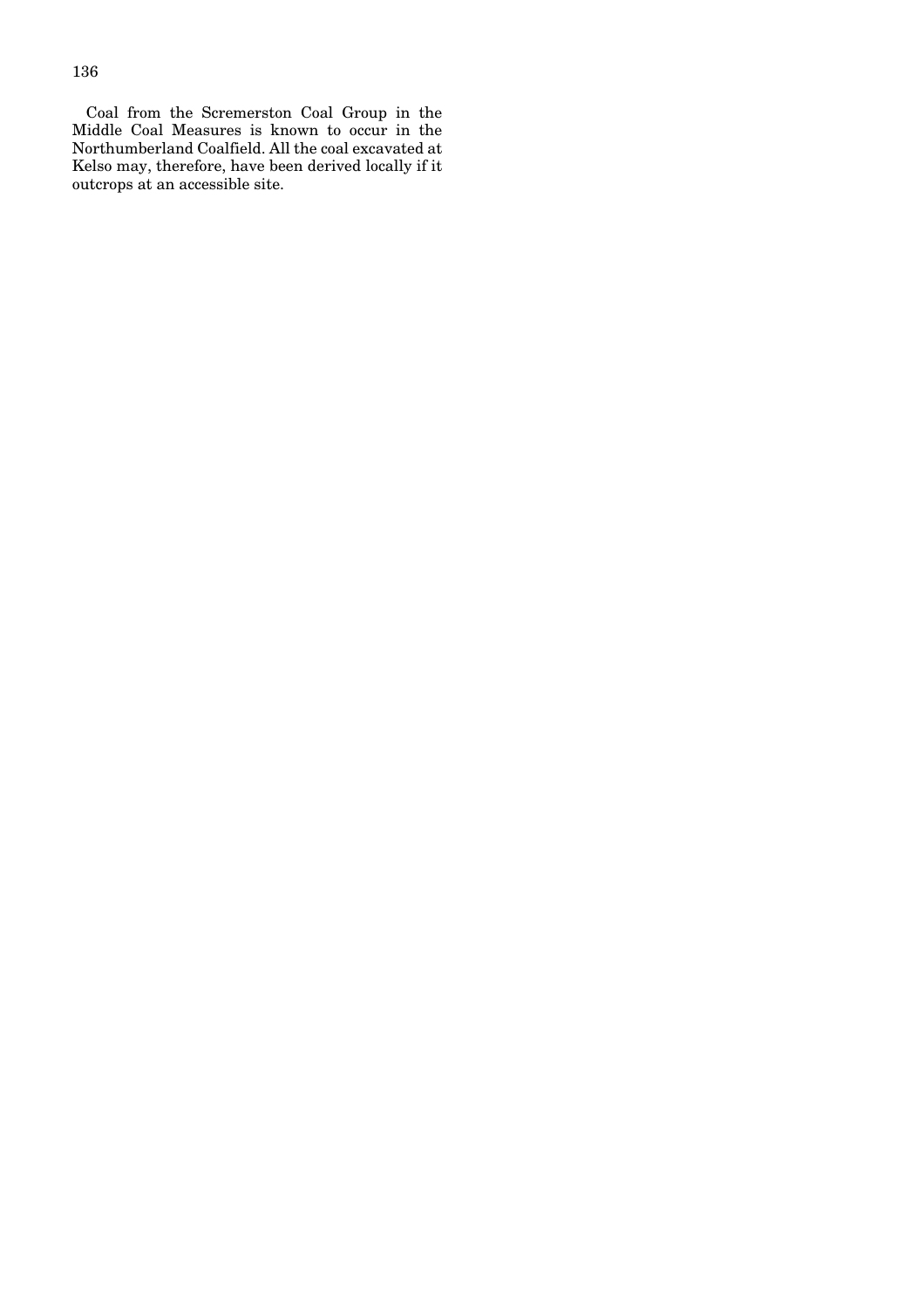Coal from the Scremerston Coal Group in the Middle Coal Measures is known to occur in the Northumberland Coalfield. All the coal excavated at Kelso may, therefore, have been derived locally if it outcrops at an accessible site.